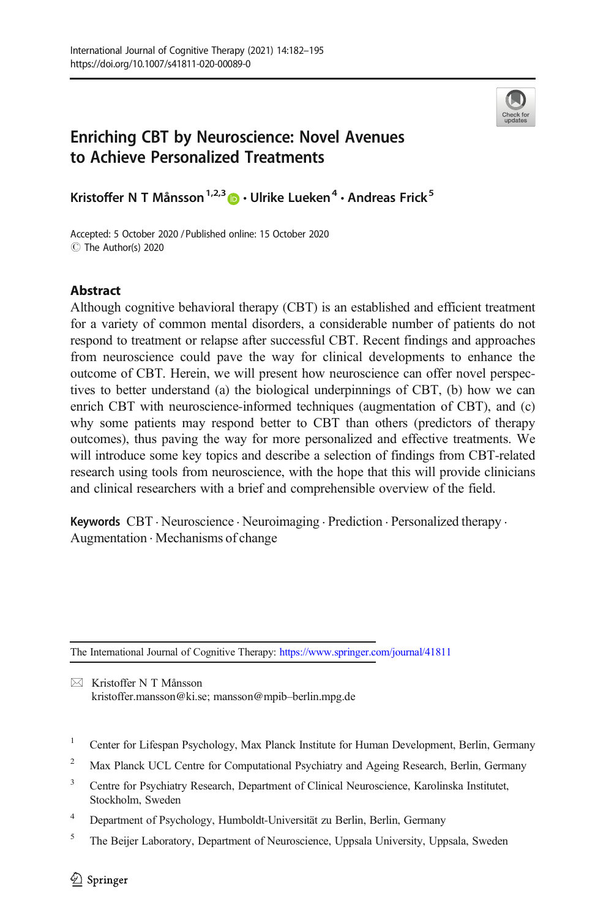# Enriching CBT by Neuroscience: Novel Avenues to Achieve Personalized Treatments

**Kristoffer N T Månsson**[1,2,3] · **Ulrike Lueken**[4] · **Andreas Frick**[5]

Accepted: 5 October 2020 / Published online: 15 October 2020
© The Author(s) 2020

## Abstract

Although cognitive behavioral therapy (CBT) is an established and efficient treatment for a variety of common mental disorders, a considerable number of patients do not respond to treatment or relapse after successful CBT. Recent findings and approaches from neuroscience could pave the way for clinical developments to enhance the outcome of CBT. Herein, we will present how neuroscience can offer novel perspectives to better understand (a) the biological underpinnings of CBT, (b) how we can enrich CBT with neuroscience-informed techniques (augmentation of CBT), and (c) why some patients may respond better to CBT than others (predictors of therapy outcomes), thus paving the way for more personalized and effective treatments. We will introduce some key topics and describe a selection of findings from CBT-related research using tools from neuroscience, with the hope that this will provide clinicians and clinical researchers with a brief and comprehensible overview of the field.

**Keywords** CBT · Neuroscience · Neuroimaging · Prediction · Personalized therapy · Augmentation · Mechanisms of change

---

The International Journal of Cognitive Therapy: https://www.springer.com/journal/41811

✉ Kristoffer N T Månsson
kristoffer.mansson@ki.se; mansson@mpib–berlin.mpg.de

[1] Center for Lifespan Psychology, Max Planck Institute for Human Development, Berlin, Germany

[2] Max Planck UCL Centre for Computational Psychiatry and Ageing Research, Berlin, Germany

[3] Centre for Psychiatry Research, Department of Clinical Neuroscience, Karolinska Institutet, Stockholm, Sweden

[4] Department of Psychology, Humboldt-Universität zu Berlin, Berlin, Germany

[5] The Beijer Laboratory, Department of Neuroscience, Uppsala University, Uppsala, Sweden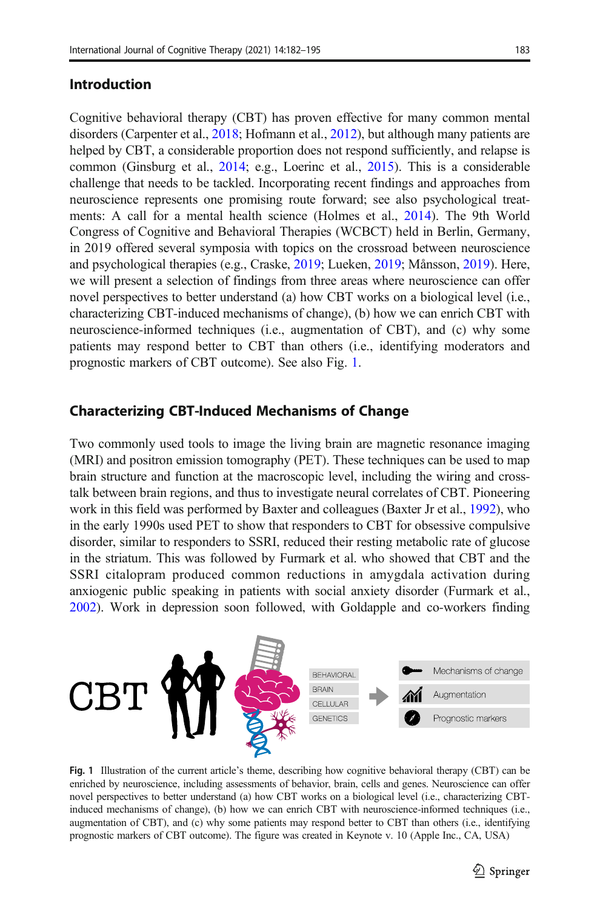## Introduction

Cognitive behavioral therapy (CBT) has proven effective for many common mental disorders (Carpenter et al., 2018; Hofmann et al., 2012), but although many patients are helped by CBT, a considerable proportion does not respond sufficiently, and relapse is common (Ginsburg et al., 2014; e.g., Loerinc et al., 2015). This is a considerable challenge that needs to be tackled. Incorporating recent findings and approaches from neuroscience represents one promising route forward; see also psychological treatments: A call for a mental health science (Holmes et al., 2014). The 9th World Congress of Cognitive and Behavioral Therapies (WCBCT) held in Berlin, Germany, in 2019 offered several symposia with topics on the crossroad between neuroscience and psychological therapies (e.g., Craske, 2019; Lueken, 2019; Månsson, 2019). Here, we will present a selection of findings from three areas where neuroscience can offer novel perspectives to better understand (a) how CBT works on a biological level (i.e., characterizing CBT-induced mechanisms of change), (b) how we can enrich CBT with neuroscience-informed techniques (i.e., augmentation of CBT), and (c) why some patients may respond better to CBT than others (i.e., identifying moderators and prognostic markers of CBT outcome). See also Fig. 1.

## Characterizing CBT-Induced Mechanisms of Change

Two commonly used tools to image the living brain are magnetic resonance imaging (MRI) and positron emission tomography (PET). These techniques can be used to map brain structure and function at the macroscopic level, including the wiring and cross-talk between brain regions, and thus to investigate neural correlates of CBT. Pioneering work in this field was performed by Baxter and colleagues (Baxter Jr et al., 1992), who in the early 1990s used PET to show that responders to CBT for obsessive compulsive disorder, similar to responders to SSRI, reduced their resting metabolic rate of glucose in the striatum. This was followed by Furmark et al. who showed that CBT and the SSRI citalopram produced common reductions in amygdala activation during anxiogenic public speaking in patients with social anxiety disorder (Furmark et al., 2002). Work in depression soon followed, with Goldapple and co-workers finding

**Fig. 1** Illustration of the current article's theme, describing how cognitive behavioral therapy (CBT) can be enriched by neuroscience, including assessments of behavior, brain, cells and genes. Neuroscience can offer novel perspectives to better understand (a) how CBT works on a biological level (i.e., characterizing CBT-induced mechanisms of change), (b) how we can enrich CBT with neuroscience-informed techniques (i.e., augmentation of CBT), and (c) why some patients may respond better to CBT than others (i.e., identifying prognostic markers of CBT outcome). The figure was created in Keynote v. 10 (Apple Inc., CA, USA)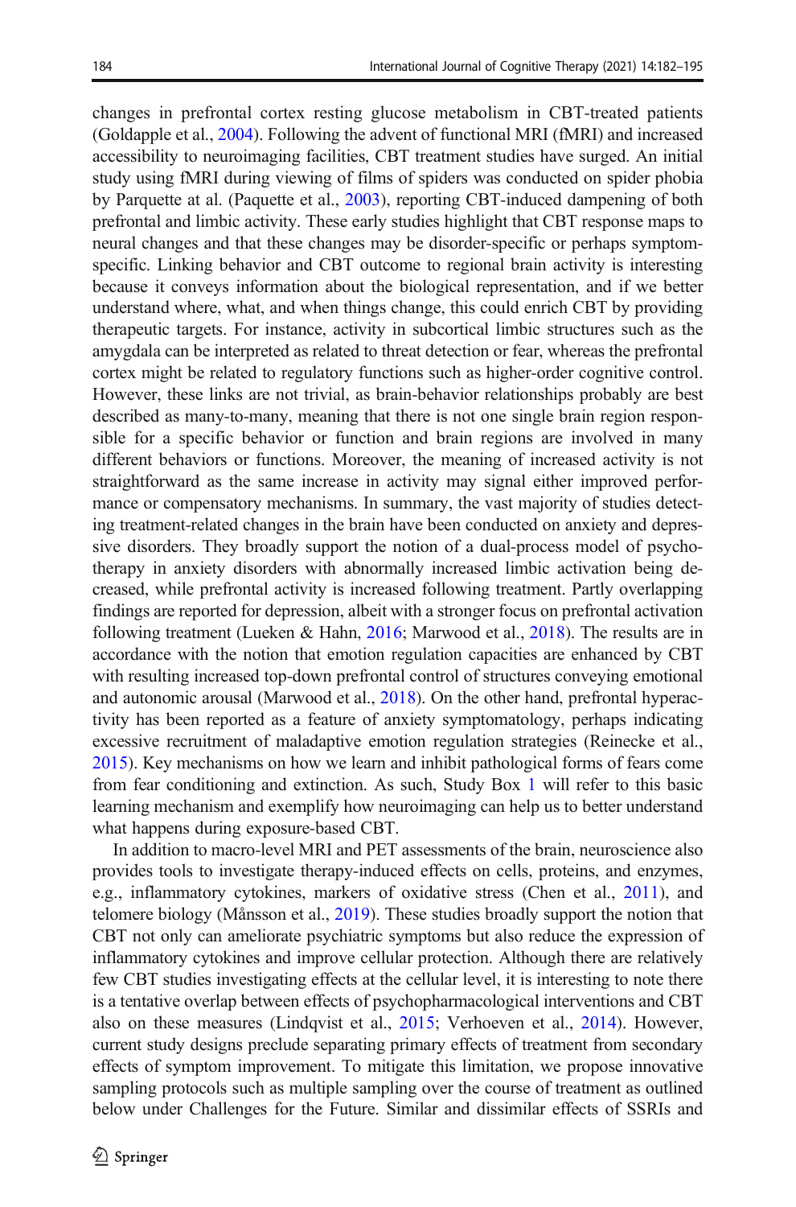changes in prefrontal cortex resting glucose metabolism in CBT-treated patients (Goldapple et al., 2004). Following the advent of functional MRI (fMRI) and increased accessibility to neuroimaging facilities, CBT treatment studies have surged. An initial study using fMRI during viewing of films of spiders was conducted on spider phobia by Parquette at al. (Paquette et al., 2003), reporting CBT-induced dampening of both prefrontal and limbic activity. These early studies highlight that CBT response maps to neural changes and that these changes may be disorder-specific or perhaps symptom-specific. Linking behavior and CBT outcome to regional brain activity is interesting because it conveys information about the biological representation, and if we better understand where, what, and when things change, this could enrich CBT by providing therapeutic targets. For instance, activity in subcortical limbic structures such as the amygdala can be interpreted as related to threat detection or fear, whereas the prefrontal cortex might be related to regulatory functions such as higher-order cognitive control. However, these links are not trivial, as brain-behavior relationships probably are best described as many-to-many, meaning that there is not one single brain region responsible for a specific behavior or function and brain regions are involved in many different behaviors or functions. Moreover, the meaning of increased activity is not straightforward as the same increase in activity may signal either improved performance or compensatory mechanisms. In summary, the vast majority of studies detecting treatment-related changes in the brain have been conducted on anxiety and depressive disorders. They broadly support the notion of a dual-process model of psychotherapy in anxiety disorders with abnormally increased limbic activation being decreased, while prefrontal activity is increased following treatment. Partly overlapping findings are reported for depression, albeit with a stronger focus on prefrontal activation following treatment (Lueken & Hahn, 2016; Marwood et al., 2018). The results are in accordance with the notion that emotion regulation capacities are enhanced by CBT with resulting increased top-down prefrontal control of structures conveying emotional and autonomic arousal (Marwood et al., 2018). On the other hand, prefrontal hyperactivity has been reported as a feature of anxiety symptomatology, perhaps indicating excessive recruitment of maladaptive emotion regulation strategies (Reinecke et al., 2015). Key mechanisms on how we learn and inhibit pathological forms of fears come from fear conditioning and extinction. As such, Study Box 1 will refer to this basic learning mechanism and exemplify how neuroimaging can help us to better understand what happens during exposure-based CBT.

In addition to macro-level MRI and PET assessments of the brain, neuroscience also provides tools to investigate therapy-induced effects on cells, proteins, and enzymes, e.g., inflammatory cytokines, markers of oxidative stress (Chen et al., 2011), and telomere biology (Månsson et al., 2019). These studies broadly support the notion that CBT not only can ameliorate psychiatric symptoms but also reduce the expression of inflammatory cytokines and improve cellular protection. Although there are relatively few CBT studies investigating effects at the cellular level, it is interesting to note there is a tentative overlap between effects of psychopharmacological interventions and CBT also on these measures (Lindqvist et al., 2015; Verhoeven et al., 2014). However, current study designs preclude separating primary effects of treatment from secondary effects of symptom improvement. To mitigate this limitation, we propose innovative sampling protocols such as multiple sampling over the course of treatment as outlined below under Challenges for the Future. Similar and dissimilar effects of SSRIs and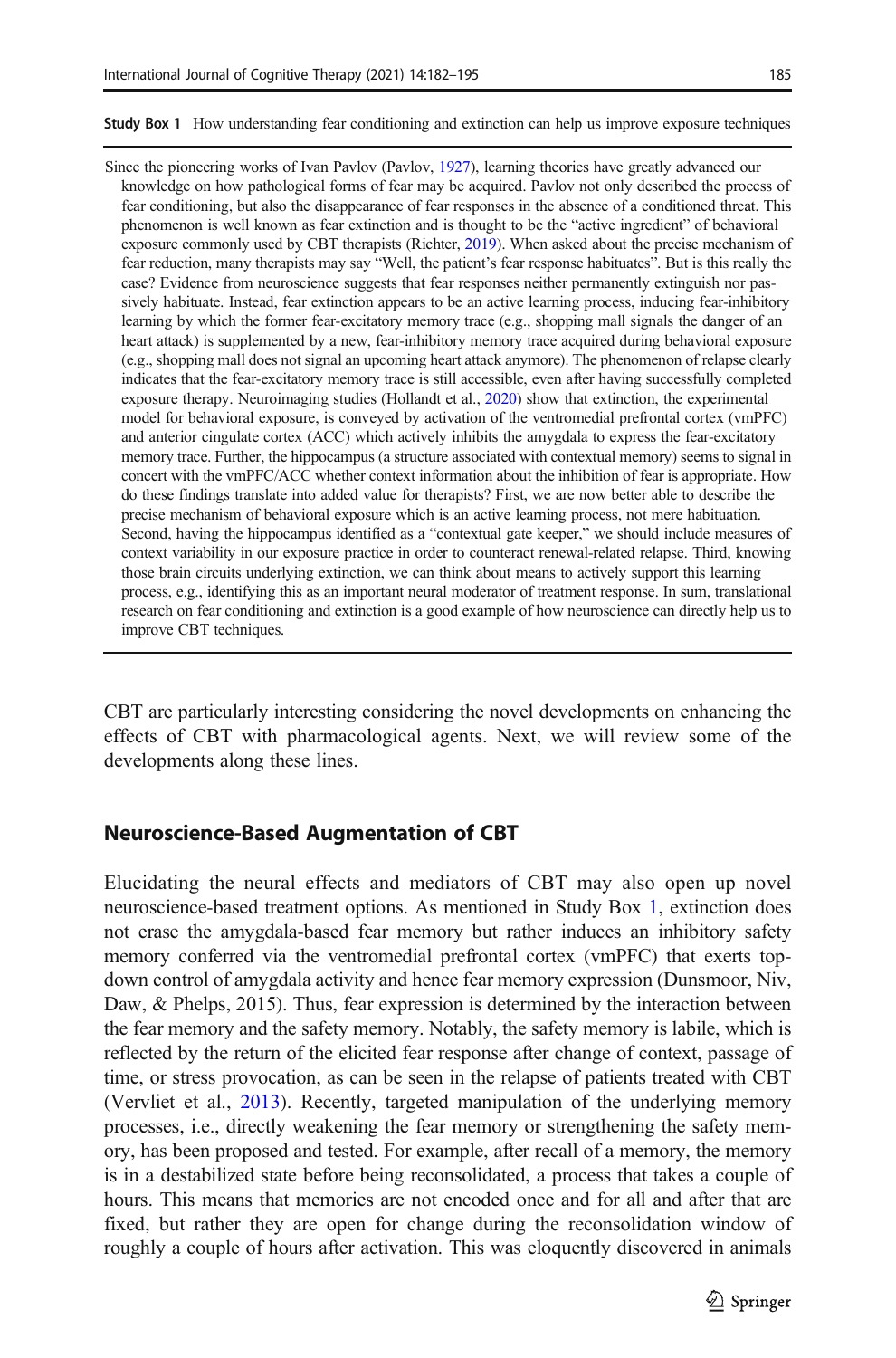**Study Box 1** How understanding fear conditioning and extinction can help us improve exposure techniques

Since the pioneering works of Ivan Pavlov (Pavlov, 1927), learning theories have greatly advanced our knowledge on how pathological forms of fear may be acquired. Pavlov not only described the process of fear conditioning, but also the disappearance of fear responses in the absence of a conditioned threat. This phenomenon is well known as fear extinction and is thought to be the "active ingredient" of behavioral exposure commonly used by CBT therapists (Richter, 2019). When asked about the precise mechanism of fear reduction, many therapists may say "Well, the patient's fear response habituates". But is this really the case? Evidence from neuroscience suggests that fear responses neither permanently extinguish nor passively habituate. Instead, fear extinction appears to be an active learning process, inducing fear-inhibitory learning by which the former fear-excitatory memory trace (e.g., shopping mall signals the danger of an heart attack) is supplemented by a new, fear-inhibitory memory trace acquired during behavioral exposure (e.g., shopping mall does not signal an upcoming heart attack anymore). The phenomenon of relapse clearly indicates that the fear-excitatory memory trace is still accessible, even after having successfully completed exposure therapy. Neuroimaging studies (Hollandt et al., 2020) show that extinction, the experimental model for behavioral exposure, is conveyed by activation of the ventromedial prefrontal cortex (vmPFC) and anterior cingulate cortex (ACC) which actively inhibits the amygdala to express the fear-excitatory memory trace. Further, the hippocampus (a structure associated with contextual memory) seems to signal in concert with the vmPFC/ACC whether context information about the inhibition of fear is appropriate. How do these findings translate into added value for therapists? First, we are now better able to describe the precise mechanism of behavioral exposure which is an active learning process, not mere habituation. Second, having the hippocampus identified as a "contextual gate keeper," we should include measures of context variability in our exposure practice in order to counteract renewal-related relapse. Third, knowing those brain circuits underlying extinction, we can think about means to actively support this learning process, e.g., identifying this as an important neural moderator of treatment response. In sum, translational research on fear conditioning and extinction is a good example of how neuroscience can directly help us to improve CBT techniques.

CBT are particularly interesting considering the novel developments on enhancing the effects of CBT with pharmacological agents. Next, we will review some of the developments along these lines.

## Neuroscience-Based Augmentation of CBT

Elucidating the neural effects and mediators of CBT may also open up novel neuroscience-based treatment options. As mentioned in Study Box 1, extinction does not erase the amygdala-based fear memory but rather induces an inhibitory safety memory conferred via the ventromedial prefrontal cortex (vmPFC) that exerts top-down control of amygdala activity and hence fear memory expression (Dunsmoor, Niv, Daw, & Phelps, 2015). Thus, fear expression is determined by the interaction between the fear memory and the safety memory. Notably, the safety memory is labile, which is reflected by the return of the elicited fear response after change of context, passage of time, or stress provocation, as can be seen in the relapse of patients treated with CBT (Vervliet et al., 2013). Recently, targeted manipulation of the underlying memory processes, i.e., directly weakening the fear memory or strengthening the safety memory, has been proposed and tested. For example, after recall of a memory, the memory is in a destabilized state before being reconsolidated, a process that takes a couple of hours. This means that memories are not encoded once and for all and after that are fixed, but rather they are open for change during the reconsolidation window of roughly a couple of hours after activation. This was eloquently discovered in animals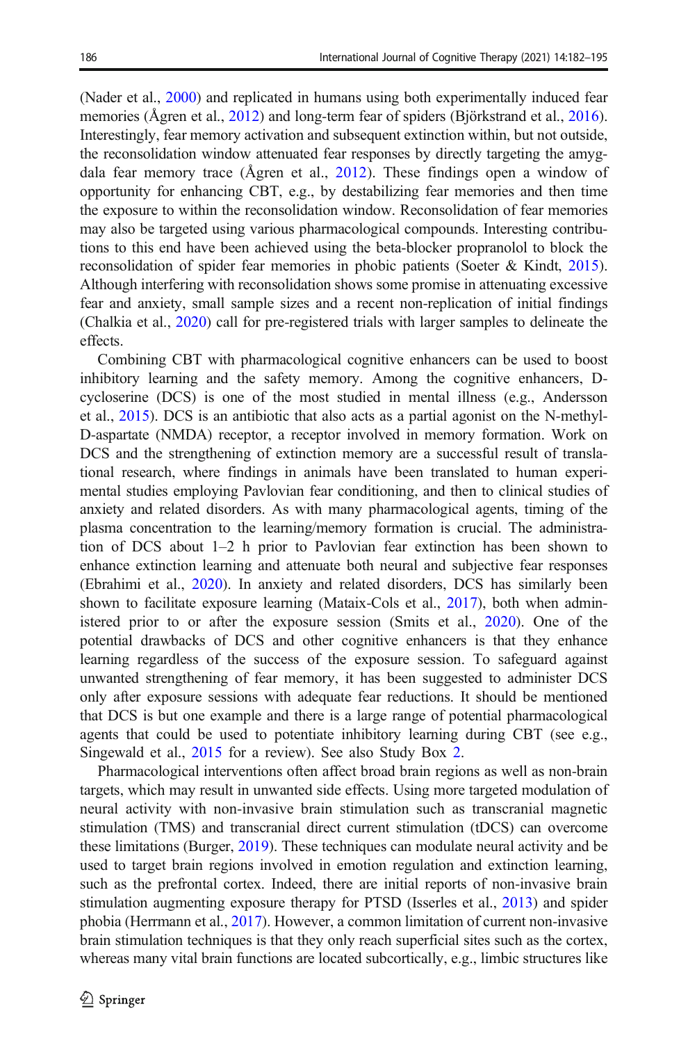(Nader et al., 2000) and replicated in humans using both experimentally induced fear memories (Ågren et al., 2012) and long-term fear of spiders (Björkstrand et al., 2016). Interestingly, fear memory activation and subsequent extinction within, but not outside, the reconsolidation window attenuated fear responses by directly targeting the amygdala fear memory trace (Ågren et al., 2012). These findings open a window of opportunity for enhancing CBT, e.g., by destabilizing fear memories and then time the exposure to within the reconsolidation window. Reconsolidation of fear memories may also be targeted using various pharmacological compounds. Interesting contributions to this end have been achieved using the beta-blocker propranolol to block the reconsolidation of spider fear memories in phobic patients (Soeter & Kindt, 2015). Although interfering with reconsolidation shows some promise in attenuating excessive fear and anxiety, small sample sizes and a recent non-replication of initial findings (Chalkia et al., 2020) call for pre-registered trials with larger samples to delineate the effects.

Combining CBT with pharmacological cognitive enhancers can be used to boost inhibitory learning and the safety memory. Among the cognitive enhancers, D-cycloserine (DCS) is one of the most studied in mental illness (e.g., Andersson et al., 2015). DCS is an antibiotic that also acts as a partial agonist on the N-methyl-D-aspartate (NMDA) receptor, a receptor involved in memory formation. Work on DCS and the strengthening of extinction memory are a successful result of translational research, where findings in animals have been translated to human experimental studies employing Pavlovian fear conditioning, and then to clinical studies of anxiety and related disorders. As with many pharmacological agents, timing of the plasma concentration to the learning/memory formation is crucial. The administration of DCS about 1–2 h prior to Pavlovian fear extinction has been shown to enhance extinction learning and attenuate both neural and subjective fear responses (Ebrahimi et al., 2020). In anxiety and related disorders, DCS has similarly been shown to facilitate exposure learning (Mataix-Cols et al., 2017), both when administered prior to or after the exposure session (Smits et al., 2020). One of the potential drawbacks of DCS and other cognitive enhancers is that they enhance learning regardless of the success of the exposure session. To safeguard against unwanted strengthening of fear memory, it has been suggested to administer DCS only after exposure sessions with adequate fear reductions. It should be mentioned that DCS is but one example and there is a large range of potential pharmacological agents that could be used to potentiate inhibitory learning during CBT (see e.g., Singewald et al., 2015 for a review). See also Study Box 2.

Pharmacological interventions often affect broad brain regions as well as non-brain targets, which may result in unwanted side effects. Using more targeted modulation of neural activity with non-invasive brain stimulation such as transcranial magnetic stimulation (TMS) and transcranial direct current stimulation (tDCS) can overcome these limitations (Burger, 2019). These techniques can modulate neural activity and be used to target brain regions involved in emotion regulation and extinction learning, such as the prefrontal cortex. Indeed, there are initial reports of non-invasive brain stimulation augmenting exposure therapy for PTSD (Isserles et al., 2013) and spider phobia (Herrmann et al., 2017). However, a common limitation of current non-invasive brain stimulation techniques is that they only reach superficial sites such as the cortex, whereas many vital brain functions are located subcortically, e.g., limbic structures like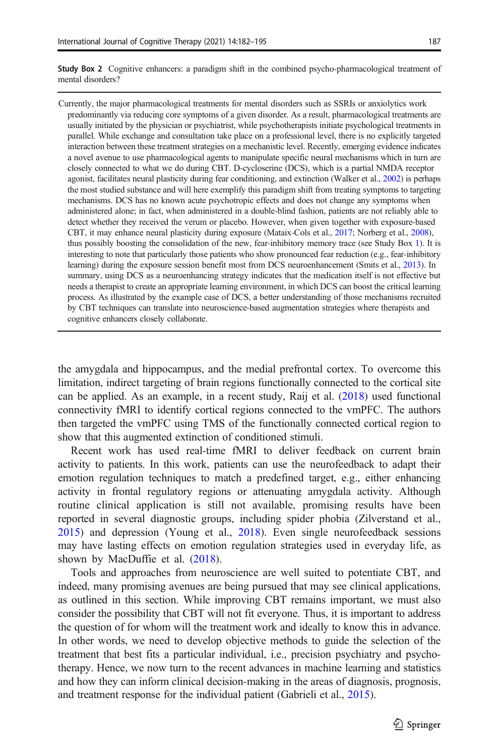**Study Box 2** Cognitive enhancers: a paradigm shift in the combined psycho-pharmacological treatment of mental disorders?

Currently, the major pharmacological treatments for mental disorders such as SSRIs or anxiolytics work predominantly via reducing core symptoms of a given disorder. As a result, pharmacological treatments are usually initiated by the physician or psychiatrist, while psychotherapists initiate psychological treatments in parallel. While exchange and consultation take place on a professional level, there is no explicitly targeted interaction between these treatment strategies on a mechanistic level. Recently, emerging evidence indicates a novel avenue to use pharmacological agents to manipulate specific neural mechanisms which in turn are closely connected to what we do during CBT. D-cycloserine (DCS), which is a partial NMDA receptor agonist, facilitates neural plasticity during fear conditioning, and extinction (Walker et al., 2002) is perhaps the most studied substance and will here exemplify this paradigm shift from treating symptoms to targeting mechanisms. DCS has no known acute psychotropic effects and does not change any symptoms when administered alone; in fact, when administered in a double-blind fashion, patients are not reliably able to detect whether they received the verum or placebo. However, when given together with exposure-based CBT, it may enhance neural plasticity during exposure (Mataix-Cols et al., 2017; Norberg et al., 2008), thus possibly boosting the consolidation of the new, fear-inhibitory memory trace (see Study Box 1). It is interesting to note that particularly those patients who show pronounced fear reduction (e.g., fear-inhibitory learning) during the exposure session benefit most from DCS neuroenhancement (Smits et al., 2013). In summary, using DCS as a neuroenhancing strategy indicates that the medication itself is not effective but needs a therapist to create an appropriate learning environment, in which DCS can boost the critical learning process. As illustrated by the example case of DCS, a better understanding of those mechanisms recruited by CBT techniques can translate into neuroscience-based augmentation strategies where therapists and cognitive enhancers closely collaborate.

---

the amygdala and hippocampus, and the medial prefrontal cortex. To overcome this limitation, indirect targeting of brain regions functionally connected to the cortical site can be applied. As an example, in a recent study, Raij et al. (2018) used functional connectivity fMRI to identify cortical regions connected to the vmPFC. The authors then targeted the vmPFC using TMS of the functionally connected cortical region to show that this augmented extinction of conditioned stimuli.

Recent work has used real-time fMRI to deliver feedback on current brain activity to patients. In this work, patients can use the neurofeedback to adapt their emotion regulation techniques to match a predefined target, e.g., either enhancing activity in frontal regulatory regions or attenuating amygdala activity. Although routine clinical application is still not available, promising results have been reported in several diagnostic groups, including spider phobia (Zilverstand et al., 2015) and depression (Young et al., 2018). Even single neurofeedback sessions may have lasting effects on emotion regulation strategies used in everyday life, as shown by MacDuffie et al. (2018).

Tools and approaches from neuroscience are well suited to potentiate CBT, and indeed, many promising avenues are being pursued that may see clinical applications, as outlined in this section. While improving CBT remains important, we must also consider the possibility that CBT will not fit everyone. Thus, it is important to address the question of for whom will the treatment work and ideally to know this in advance. In other words, we need to develop objective methods to guide the selection of the treatment that best fits a particular individual, i.e., precision psychiatry and psychotherapy. Hence, we now turn to the recent advances in machine learning and statistics and how they can inform clinical decision-making in the areas of diagnosis, prognosis, and treatment response for the individual patient (Gabrieli et al., 2015).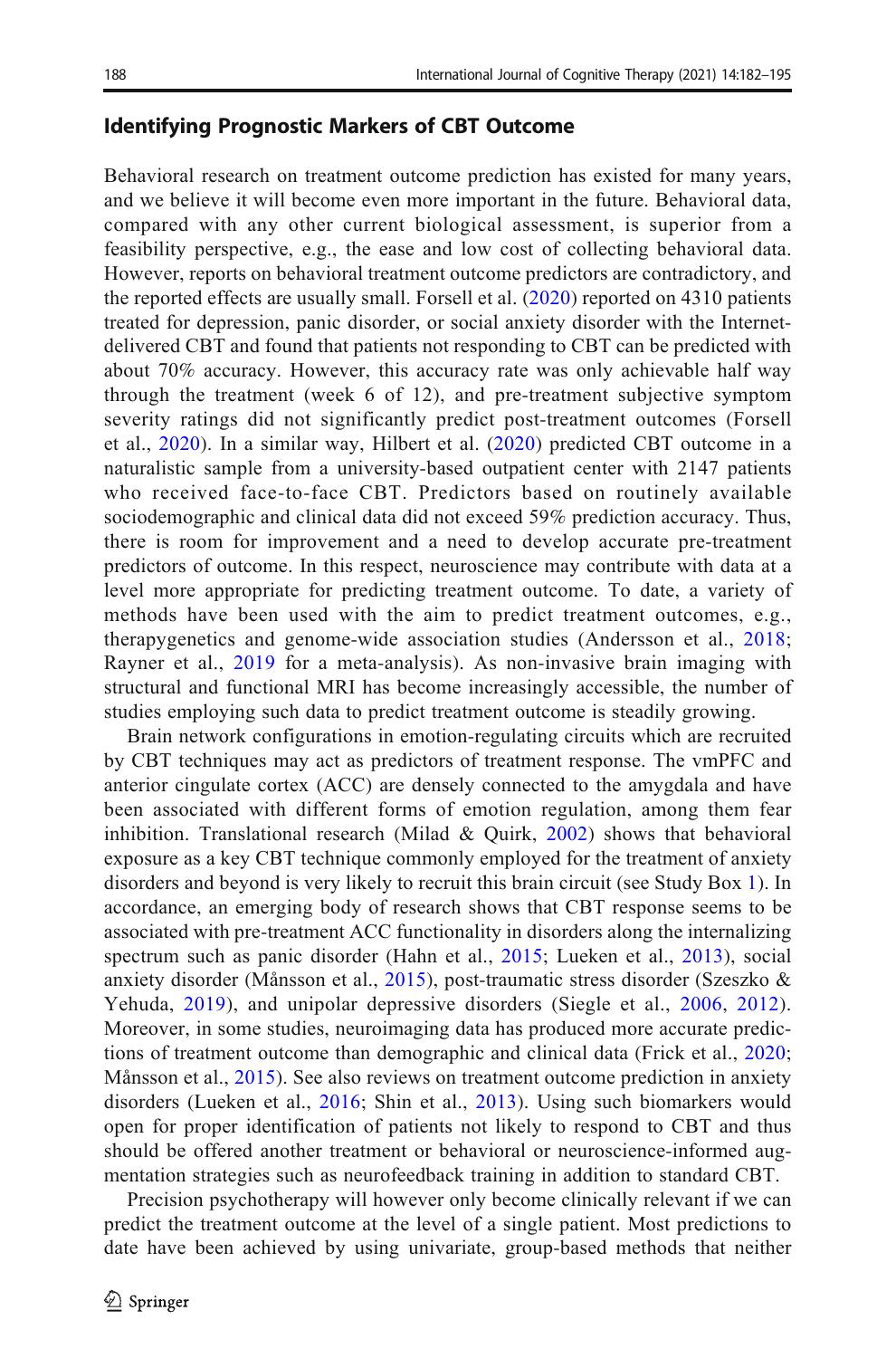## Identifying Prognostic Markers of CBT Outcome

Behavioral research on treatment outcome prediction has existed for many years, and we believe it will become even more important in the future. Behavioral data, compared with any other current biological assessment, is superior from a feasibility perspective, e.g., the ease and low cost of collecting behavioral data. However, reports on behavioral treatment outcome predictors are contradictory, and the reported effects are usually small. Forsell et al. (2020) reported on 4310 patients treated for depression, panic disorder, or social anxiety disorder with the Internet-delivered CBT and found that patients not responding to CBT can be predicted with about 70% accuracy. However, this accuracy rate was only achievable half way through the treatment (week 6 of 12), and pre-treatment subjective symptom severity ratings did not significantly predict post-treatment outcomes (Forsell et al., 2020). In a similar way, Hilbert et al. (2020) predicted CBT outcome in a naturalistic sample from a university-based outpatient center with 2147 patients who received face-to-face CBT. Predictors based on routinely available sociodemographic and clinical data did not exceed 59% prediction accuracy. Thus, there is room for improvement and a need to develop accurate pre-treatment predictors of outcome. In this respect, neuroscience may contribute with data at a level more appropriate for predicting treatment outcome. To date, a variety of methods have been used with the aim to predict treatment outcomes, e.g., therapygenetics and genome-wide association studies (Andersson et al., 2018; Rayner et al., 2019 for a meta-analysis). As non-invasive brain imaging with structural and functional MRI has become increasingly accessible, the number of studies employing such data to predict treatment outcome is steadily growing.

Brain network configurations in emotion-regulating circuits which are recruited by CBT techniques may act as predictors of treatment response. The vmPFC and anterior cingulate cortex (ACC) are densely connected to the amygdala and have been associated with different forms of emotion regulation, among them fear inhibition. Translational research (Milad & Quirk, 2002) shows that behavioral exposure as a key CBT technique commonly employed for the treatment of anxiety disorders and beyond is very likely to recruit this brain circuit (see Study Box 1). In accordance, an emerging body of research shows that CBT response seems to be associated with pre-treatment ACC functionality in disorders along the internalizing spectrum such as panic disorder (Hahn et al., 2015; Lueken et al., 2013), social anxiety disorder (Månsson et al., 2015), post-traumatic stress disorder (Szeszko & Yehuda, 2019), and unipolar depressive disorders (Siegle et al., 2006, 2012). Moreover, in some studies, neuroimaging data has produced more accurate predictions of treatment outcome than demographic and clinical data (Frick et al., 2020; Månsson et al., 2015). See also reviews on treatment outcome prediction in anxiety disorders (Lueken et al., 2016; Shin et al., 2013). Using such biomarkers would open for proper identification of patients not likely to respond to CBT and thus should be offered another treatment or behavioral or neuroscience-informed augmentation strategies such as neurofeedback training in addition to standard CBT.

Precision psychotherapy will however only become clinically relevant if we can predict the treatment outcome at the level of a single patient. Most predictions to date have been achieved by using univariate, group-based methods that neither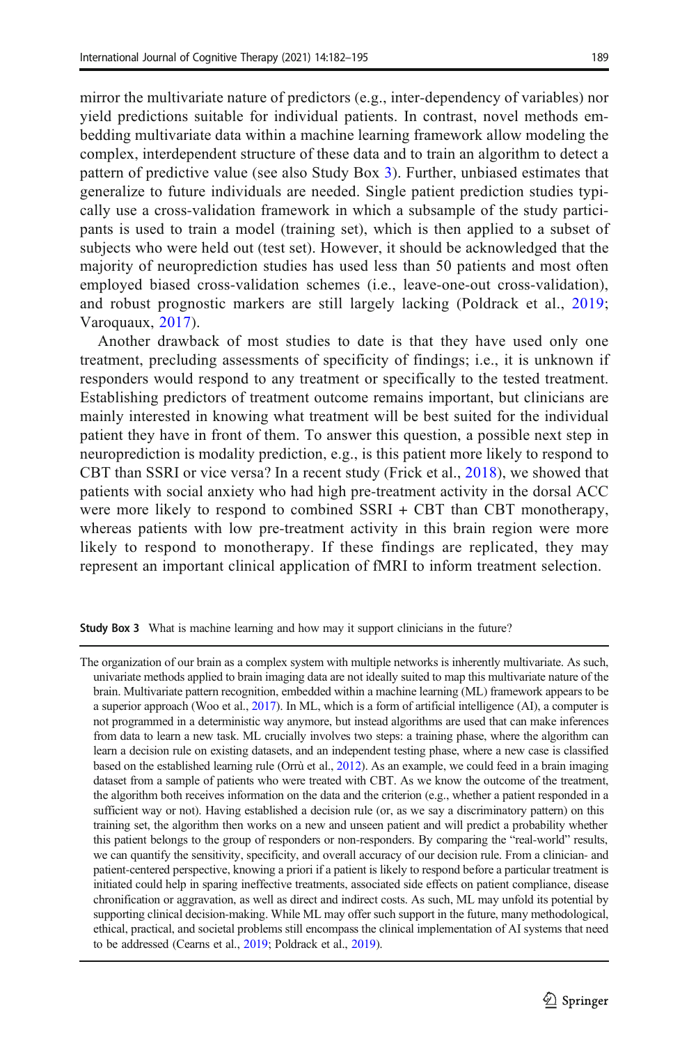mirror the multivariate nature of predictors (e.g., inter-dependency of variables) nor yield predictions suitable for individual patients. In contrast, novel methods embedding multivariate data within a machine learning framework allow modeling the complex, interdependent structure of these data and to train an algorithm to detect a pattern of predictive value (see also Study Box 3). Further, unbiased estimates that generalize to future individuals are needed. Single patient prediction studies typically use a cross-validation framework in which a subsample of the study participants is used to train a model (training set), which is then applied to a subset of subjects who were held out (test set). However, it should be acknowledged that the majority of neuroprediction studies has used less than 50 patients and most often employed biased cross-validation schemes (i.e., leave-one-out cross-validation), and robust prognostic markers are still largely lacking (Poldrack et al., 2019; Varoquaux, 2017).

Another drawback of most studies to date is that they have used only one treatment, precluding assessments of specificity of findings; i.e., it is unknown if responders would respond to any treatment or specifically to the tested treatment. Establishing predictors of treatment outcome remains important, but clinicians are mainly interested in knowing what treatment will be best suited for the individual patient they have in front of them. To answer this question, a possible next step in neuroprediction is modality prediction, e.g., is this patient more likely to respond to CBT than SSRI or vice versa? In a recent study (Frick et al., 2018), we showed that patients with social anxiety who had high pre-treatment activity in the dorsal ACC were more likely to respond to combined SSRI + CBT than CBT monotherapy, whereas patients with low pre-treatment activity in this brain region were more likely to respond to monotherapy. If these findings are replicated, they may represent an important clinical application of fMRI to inform treatment selection.

**Study Box 3** What is machine learning and how may it support clinicians in the future?

The organization of our brain as a complex system with multiple networks is inherently multivariate. As such, univariate methods applied to brain imaging data are not ideally suited to map this multivariate nature of the brain. Multivariate pattern recognition, embedded within a machine learning (ML) framework appears to be a superior approach (Woo et al., 2017). In ML, which is a form of artificial intelligence (AI), a computer is not programmed in a deterministic way anymore, but instead algorithms are used that can make inferences from data to learn a new task. ML crucially involves two steps: a training phase, where the algorithm can learn a decision rule on existing datasets, and an independent testing phase, where a new case is classified based on the established learning rule (Orrù et al., 2012). As an example, we could feed in a brain imaging dataset from a sample of patients who were treated with CBT. As we know the outcome of the treatment, the algorithm both receives information on the data and the criterion (e.g., whether a patient responded in a sufficient way or not). Having established a decision rule (or, as we say a discriminatory pattern) on this training set, the algorithm then works on a new and unseen patient and will predict a probability whether this patient belongs to the group of responders or non-responders. By comparing the "real-world" results, we can quantify the sensitivity, specificity, and overall accuracy of our decision rule. From a clinician- and patient-centered perspective, knowing a priori if a patient is likely to respond before a particular treatment is initiated could help in sparing ineffective treatments, associated side effects on patient compliance, disease chronification or aggravation, as well as direct and indirect costs. As such, ML may unfold its potential by supporting clinical decision-making. While ML may offer such support in the future, many methodological, ethical, practical, and societal problems still encompass the clinical implementation of AI systems that need to be addressed (Cearns et al., 2019; Poldrack et al., 2019).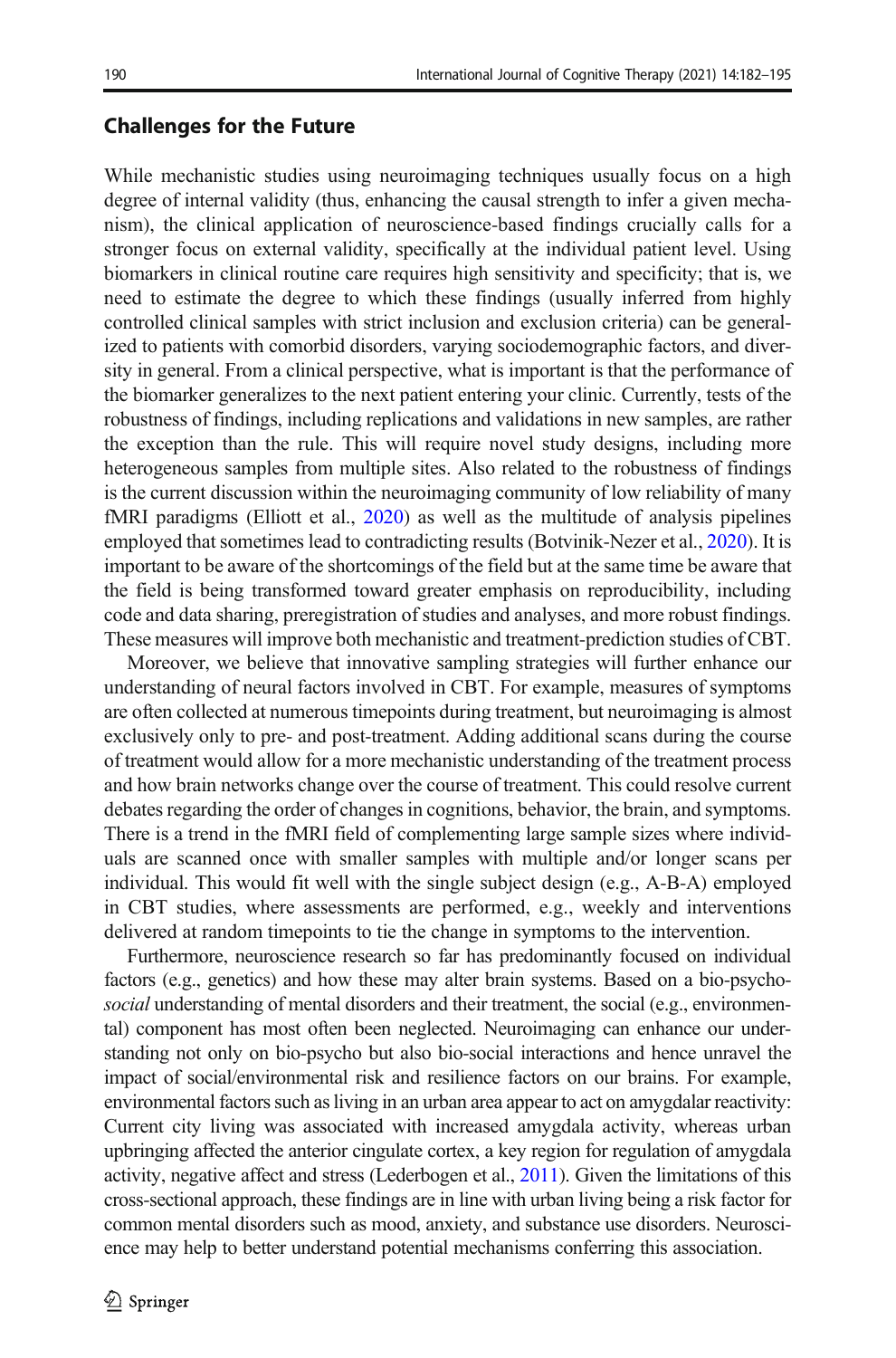## Challenges for the Future

While mechanistic studies using neuroimaging techniques usually focus on a high degree of internal validity (thus, enhancing the causal strength to infer a given mechanism), the clinical application of neuroscience-based findings crucially calls for a stronger focus on external validity, specifically at the individual patient level. Using biomarkers in clinical routine care requires high sensitivity and specificity; that is, we need to estimate the degree to which these findings (usually inferred from highly controlled clinical samples with strict inclusion and exclusion criteria) can be generalized to patients with comorbid disorders, varying sociodemographic factors, and diversity in general. From a clinical perspective, what is important is that the performance of the biomarker generalizes to the next patient entering your clinic. Currently, tests of the robustness of findings, including replications and validations in new samples, are rather the exception than the rule. This will require novel study designs, including more heterogeneous samples from multiple sites. Also related to the robustness of findings is the current discussion within the neuroimaging community of low reliability of many fMRI paradigms (Elliott et al., 2020) as well as the multitude of analysis pipelines employed that sometimes lead to contradicting results (Botvinik-Nezer et al., 2020). It is important to be aware of the shortcomings of the field but at the same time be aware that the field is being transformed toward greater emphasis on reproducibility, including code and data sharing, preregistration of studies and analyses, and more robust findings. These measures will improve both mechanistic and treatment-prediction studies of CBT.

Moreover, we believe that innovative sampling strategies will further enhance our understanding of neural factors involved in CBT. For example, measures of symptoms are often collected at numerous timepoints during treatment, but neuroimaging is almost exclusively only to pre- and post-treatment. Adding additional scans during the course of treatment would allow for a more mechanistic understanding of the treatment process and how brain networks change over the course of treatment. This could resolve current debates regarding the order of changes in cognitions, behavior, the brain, and symptoms. There is a trend in the fMRI field of complementing large sample sizes where individuals are scanned once with smaller samples with multiple and/or longer scans per individual. This would fit well with the single subject design (e.g., A-B-A) employed in CBT studies, where assessments are performed, e.g., weekly and interventions delivered at random timepoints to tie the change in symptoms to the intervention.

Furthermore, neuroscience research so far has predominantly focused on individual factors (e.g., genetics) and how these may alter brain systems. Based on a bio-psycho-*social* understanding of mental disorders and their treatment, the social (e.g., environmental) component has most often been neglected. Neuroimaging can enhance our understanding not only on bio-psycho but also bio-social interactions and hence unravel the impact of social/environmental risk and resilience factors on our brains. For example, environmental factors such as living in an urban area appear to act on amygdalar reactivity: Current city living was associated with increased amygdala activity, whereas urban upbringing affected the anterior cingulate cortex, a key region for regulation of amygdala activity, negative affect and stress (Lederbogen et al., 2011). Given the limitations of this cross-sectional approach, these findings are in line with urban living being a risk factor for common mental disorders such as mood, anxiety, and substance use disorders. Neuroscience may help to better understand potential mechanisms conferring this association.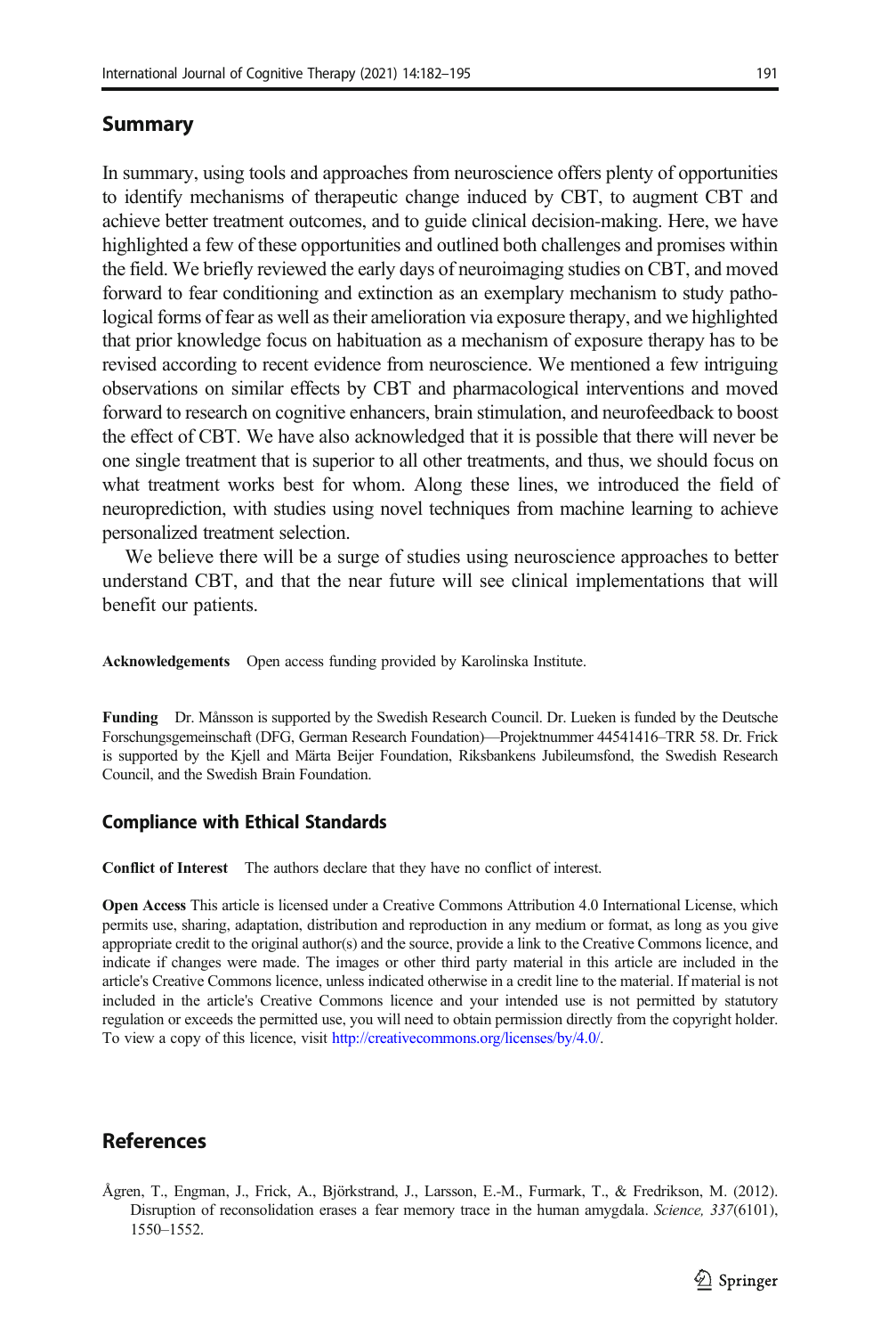## Summary

In summary, using tools and approaches from neuroscience offers plenty of opportunities to identify mechanisms of therapeutic change induced by CBT, to augment CBT and achieve better treatment outcomes, and to guide clinical decision-making. Here, we have highlighted a few of these opportunities and outlined both challenges and promises within the field. We briefly reviewed the early days of neuroimaging studies on CBT, and moved forward to fear conditioning and extinction as an exemplary mechanism to study pathological forms of fear as well as their amelioration via exposure therapy, and we highlighted that prior knowledge focus on habituation as a mechanism of exposure therapy has to be revised according to recent evidence from neuroscience. We mentioned a few intriguing observations on similar effects by CBT and pharmacological interventions and moved forward to research on cognitive enhancers, brain stimulation, and neurofeedback to boost the effect of CBT. We have also acknowledged that it is possible that there will never be one single treatment that is superior to all other treatments, and thus, we should focus on what treatment works best for whom. Along these lines, we introduced the field of neuroprediction, with studies using novel techniques from machine learning to achieve personalized treatment selection.

We believe there will be a surge of studies using neuroscience approaches to better understand CBT, and that the near future will see clinical implementations that will benefit our patients.

**Acknowledgements** Open access funding provided by Karolinska Institute.

**Funding** Dr. Månsson is supported by the Swedish Research Council. Dr. Lueken is funded by the Deutsche Forschungsgemeinschaft (DFG, German Research Foundation)—Projektnummer 44541416–TRR 58. Dr. Frick is supported by the Kjell and Märta Beijer Foundation, Riksbankens Jubileumsfond, the Swedish Research Council, and the Swedish Brain Foundation.

### Compliance with Ethical Standards

**Conflict of Interest** The authors declare that they have no conflict of interest.

**Open Access** This article is licensed under a Creative Commons Attribution 4.0 International License, which permits use, sharing, adaptation, distribution and reproduction in any medium or format, as long as you give appropriate credit to the original author(s) and the source, provide a link to the Creative Commons licence, and indicate if changes were made. The images or other third party material in this article are included in the article's Creative Commons licence, unless indicated otherwise in a credit line to the material. If material is not included in the article's Creative Commons licence and your intended use is not permitted by statutory regulation or exceeds the permitted use, you will need to obtain permission directly from the copyright holder. To view a copy of this licence, visit http://creativecommons.org/licenses/by/4.0/.

## References

Ågren, T., Engman, J., Frick, A., Björkstrand, J., Larsson, E.-M., Furmark, T., & Fredrikson, M. (2012). Disruption of reconsolidation erases a fear memory trace in the human amygdala. *Science, 337*(6101), 1550–1552.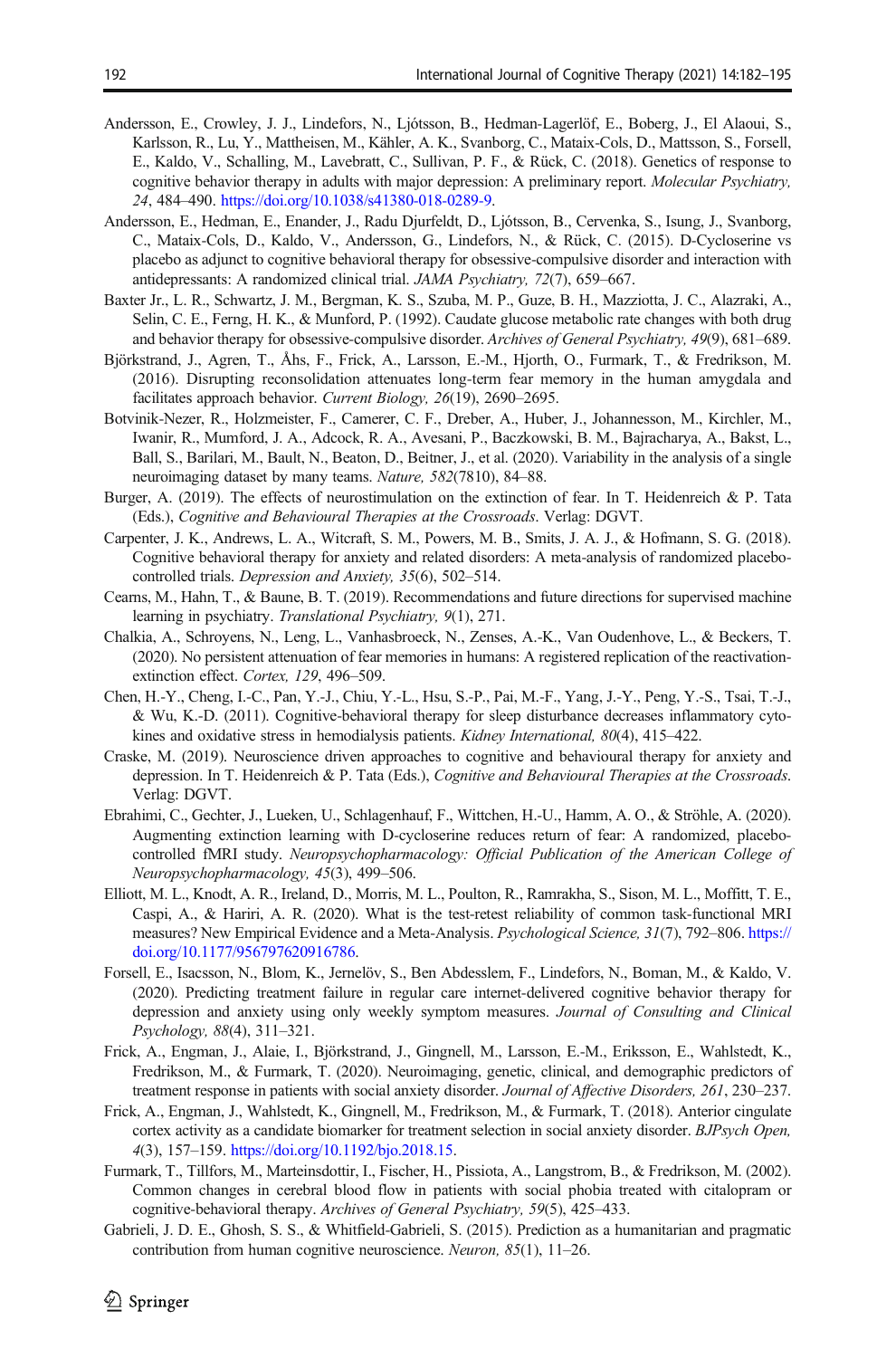Andersson, E., Crowley, J. J., Lindefors, N., Ljótsson, B., Hedman-Lagerlöf, E., Boberg, J., El Alaoui, S., Karlsson, R., Lu, Y., Mattheisen, M., Kähler, A. K., Svanborg, C., Mataix-Cols, D., Mattsson, S., Forsell, E., Kaldo, V., Schalling, M., Lavebratt, C., Sullivan, P. F., & Rück, C. (2018). Genetics of response to cognitive behavior therapy in adults with major depression: A preliminary report. *Molecular Psychiatry, 24*, 484–490. https://doi.org/10.1038/s41380-018-0289-9.

Andersson, E., Hedman, E., Enander, J., Radu Djurfeldt, D., Ljótsson, B., Cervenka, S., Isung, J., Svanborg, C., Mataix-Cols, D., Kaldo, V., Andersson, G., Lindefors, N., & Rück, C. (2015). D-Cycloserine vs placebo as adjunct to cognitive behavioral therapy for obsessive-compulsive disorder and interaction with antidepressants: A randomized clinical trial. *JAMA Psychiatry, 72*(7), 659–667.

Baxter Jr., L. R., Schwartz, J. M., Bergman, K. S., Szuba, M. P., Guze, B. H., Mazziotta, J. C., Alazraki, A., Selin, C. E., Ferng, H. K., & Munford, P. (1992). Caudate glucose metabolic rate changes with both drug and behavior therapy for obsessive-compulsive disorder. *Archives of General Psychiatry, 49*(9), 681–689.

Björkstrand, J., Agren, T., Åhs, F., Frick, A., Larsson, E.-M., Hjorth, O., Furmark, T., & Fredrikson, M. (2016). Disrupting reconsolidation attenuates long-term fear memory in the human amygdala and facilitates approach behavior. *Current Biology, 26*(19), 2690–2695.

Botvinik-Nezer, R., Holzmeister, F., Camerer, C. F., Dreber, A., Huber, J., Johannesson, M., Kirchler, M., Iwanir, R., Mumford, J. A., Adcock, R. A., Avesani, P., Baczkowski, B. M., Bajracharya, A., Bakst, L., Ball, S., Barilari, M., Bault, N., Beaton, D., Beitner, J., et al. (2020). Variability in the analysis of a single neuroimaging dataset by many teams. *Nature, 582*(7810), 84–88.

Burger, A. (2019). The effects of neurostimulation on the extinction of fear. In T. Heidenreich & P. Tata (Eds.), *Cognitive and Behavioural Therapies at the Crossroads*. Verlag: DGVT.

Carpenter, J. K., Andrews, L. A., Witcraft, S. M., Powers, M. B., Smits, J. A. J., & Hofmann, S. G. (2018). Cognitive behavioral therapy for anxiety and related disorders: A meta-analysis of randomized placebo-controlled trials. *Depression and Anxiety, 35*(6), 502–514.

Cearns, M., Hahn, T., & Baune, B. T. (2019). Recommendations and future directions for supervised machine learning in psychiatry. *Translational Psychiatry, 9*(1), 271.

Chalkia, A., Schroyens, N., Leng, L., Vanhasbroeck, N., Zenses, A.-K., Van Oudenhove, L., & Beckers, T. (2020). No persistent attenuation of fear memories in humans: A registered replication of the reactivation-extinction effect. *Cortex, 129*, 496–509.

Chen, H.-Y., Cheng, I.-C., Pan, Y.-J., Chiu, Y.-L., Hsu, S.-P., Pai, M.-F., Yang, J.-Y., Peng, Y.-S., Tsai, T.-J., & Wu, K.-D. (2011). Cognitive-behavioral therapy for sleep disturbance decreases inflammatory cytokines and oxidative stress in hemodialysis patients. *Kidney International, 80*(4), 415–422.

Craske, M. (2019). Neuroscience driven approaches to cognitive and behavioural therapy for anxiety and depression. In T. Heidenreich & P. Tata (Eds.), *Cognitive and Behavioural Therapies at the Crossroads*. Verlag: DGVT.

Ebrahimi, C., Gechter, J., Lueken, U., Schlagenhauf, F., Wittchen, H.-U., Hamm, A. O., & Ströhle, A. (2020). Augmenting extinction learning with D-cycloserine reduces return of fear: A randomized, placebo-controlled fMRI study. *Neuropsychopharmacology: Official Publication of the American College of Neuropsychopharmacology, 45*(3), 499–506.

Elliott, M. L., Knodt, A. R., Ireland, D., Morris, M. L., Poulton, R., Ramrakha, S., Sison, M. L., Moffitt, T. E., Caspi, A., & Hariri, A. R. (2020). What is the test-retest reliability of common task-functional MRI measures? New Empirical Evidence and a Meta-Analysis. *Psychological Science, 31*(7), 792–806. https://doi.org/10.1177/956797620916786.

Forsell, E., Isacsson, N., Blom, K., Jernelöv, S., Ben Abdesslem, F., Lindefors, N., Boman, M., & Kaldo, V. (2020). Predicting treatment failure in regular care internet-delivered cognitive behavior therapy for depression and anxiety using only weekly symptom measures. *Journal of Consulting and Clinical Psychology, 88*(4), 311–321.

Frick, A., Engman, J., Alaie, I., Björkstrand, J., Gingnell, M., Larsson, E.-M., Eriksson, E., Wahlstedt, K., Fredrikson, M., & Furmark, T. (2020). Neuroimaging, genetic, clinical, and demographic predictors of treatment response in patients with social anxiety disorder. *Journal of Affective Disorders, 261*, 230–237.

Frick, A., Engman, J., Wahlstedt, K., Gingnell, M., Fredrikson, M., & Furmark, T. (2018). Anterior cingulate cortex activity as a candidate biomarker for treatment selection in social anxiety disorder. *BJPsych Open, 4*(3), 157–159. https://doi.org/10.1192/bjo.2018.15.

Furmark, T., Tillfors, M., Marteinsdottir, I., Fischer, H., Pissiota, A., Langstrom, B., & Fredrikson, M. (2002). Common changes in cerebral blood flow in patients with social phobia treated with citalopram or cognitive-behavioral therapy. *Archives of General Psychiatry, 59*(5), 425–433.

Gabrieli, J. D. E., Ghosh, S. S., & Whitfield-Gabrieli, S. (2015). Prediction as a humanitarian and pragmatic contribution from human cognitive neuroscience. *Neuron, 85*(1), 11–26.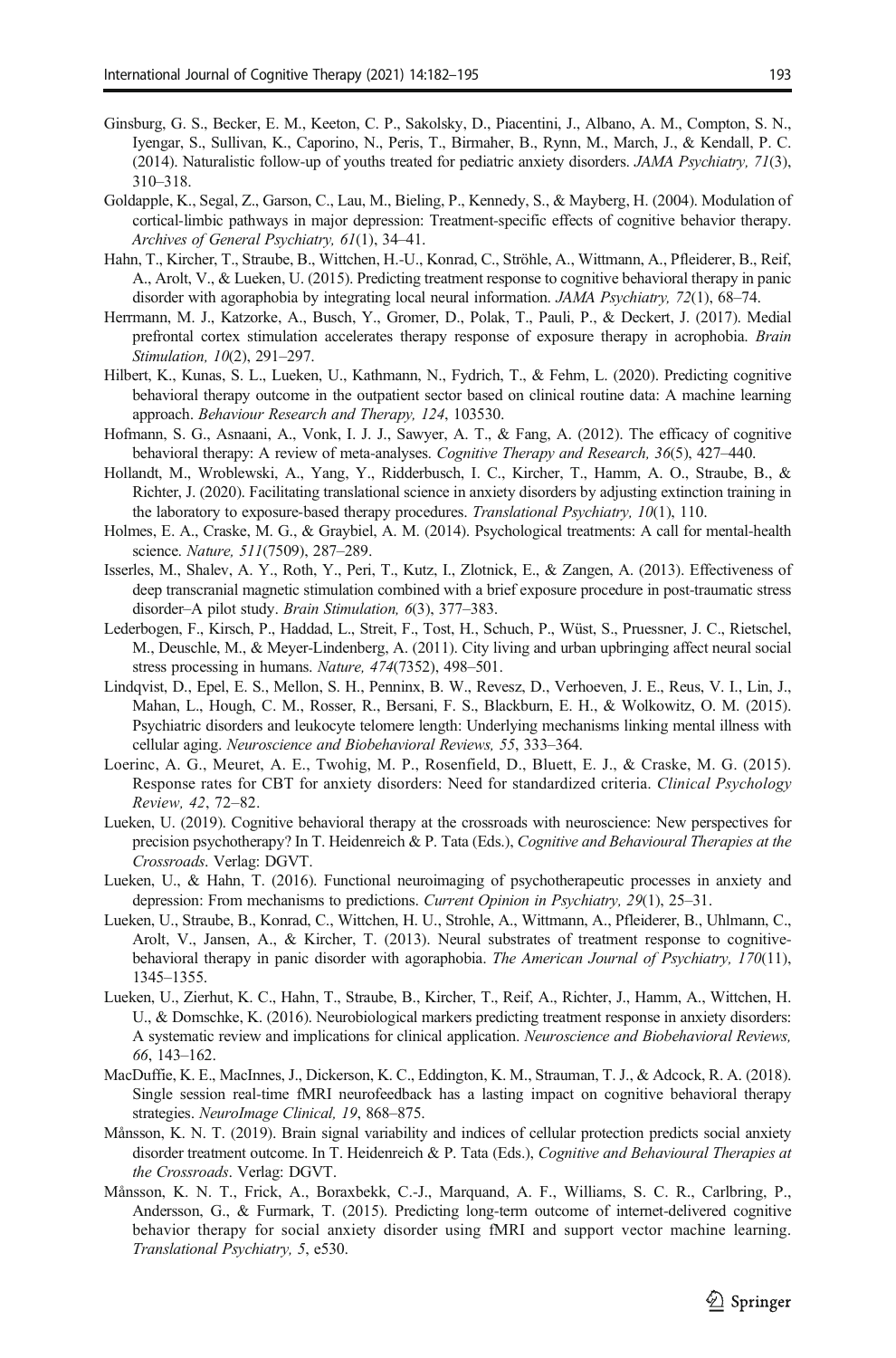Ginsburg, G. S., Becker, E. M., Keeton, C. P., Sakolsky, D., Piacentini, J., Albano, A. M., Compton, S. N., Iyengar, S., Sullivan, K., Caporino, N., Peris, T., Birmaher, B., Rynn, M., March, J., & Kendall, P. C. (2014). Naturalistic follow-up of youths treated for pediatric anxiety disorders. *JAMA Psychiatry, 71*(3), 310–318.

Goldapple, K., Segal, Z., Garson, C., Lau, M., Bieling, P., Kennedy, S., & Mayberg, H. (2004). Modulation of cortical-limbic pathways in major depression: Treatment-specific effects of cognitive behavior therapy. *Archives of General Psychiatry, 61*(1), 34–41.

Hahn, T., Kircher, T., Straube, B., Wittchen, H.-U., Konrad, C., Ströhle, A., Wittmann, A., Pfleiderer, B., Reif, A., Arolt, V., & Lueken, U. (2015). Predicting treatment response to cognitive behavioral therapy in panic disorder with agoraphobia by integrating local neural information. *JAMA Psychiatry, 72*(1), 68–74.

Herrmann, M. J., Katzorke, A., Busch, Y., Gromer, D., Polak, T., Pauli, P., & Deckert, J. (2017). Medial prefrontal cortex stimulation accelerates therapy response of exposure therapy in acrophobia. *Brain Stimulation, 10*(2), 291–297.

Hilbert, K., Kunas, S. L., Lueken, U., Kathmann, N., Fydrich, T., & Fehm, L. (2020). Predicting cognitive behavioral therapy outcome in the outpatient sector based on clinical routine data: A machine learning approach. *Behaviour Research and Therapy, 124*, 103530.

Hofmann, S. G., Asnaani, A., Vonk, I. J. J., Sawyer, A. T., & Fang, A. (2012). The efficacy of cognitive behavioral therapy: A review of meta-analyses. *Cognitive Therapy and Research, 36*(5), 427–440.

Hollandt, M., Wroblewski, A., Yang, Y., Ridderbusch, I. C., Kircher, T., Hamm, A. O., Straube, B., & Richter, J. (2020). Facilitating translational science in anxiety disorders by adjusting extinction training in the laboratory to exposure-based therapy procedures. *Translational Psychiatry, 10*(1), 110.

Holmes, E. A., Craske, M. G., & Graybiel, A. M. (2014). Psychological treatments: A call for mental-health science. *Nature, 511*(7509), 287–289.

Isserles, M., Shalev, A. Y., Roth, Y., Peri, T., Kutz, I., Zlotnick, E., & Zangen, A. (2013). Effectiveness of deep transcranial magnetic stimulation combined with a brief exposure procedure in post-traumatic stress disorder–A pilot study. *Brain Stimulation, 6*(3), 377–383.

Lederbogen, F., Kirsch, P., Haddad, L., Streit, F., Tost, H., Schuch, P., Wüst, S., Pruessner, J. C., Rietschel, M., Deuschle, M., & Meyer-Lindenberg, A. (2011). City living and urban upbringing affect neural social stress processing in humans. *Nature, 474*(7352), 498–501.

Lindqvist, D., Epel, E. S., Mellon, S. H., Penninx, B. W., Revesz, D., Verhoeven, J. E., Reus, V. I., Lin, J., Mahan, L., Hough, C. M., Rosser, R., Bersani, F. S., Blackburn, E. H., & Wolkowitz, O. M. (2015). Psychiatric disorders and leukocyte telomere length: Underlying mechanisms linking mental illness with cellular aging. *Neuroscience and Biobehavioral Reviews, 55*, 333–364.

Loerinc, A. G., Meuret, A. E., Twohig, M. P., Rosenfield, D., Bluett, E. J., & Craske, M. G. (2015). Response rates for CBT for anxiety disorders: Need for standardized criteria. *Clinical Psychology Review, 42*, 72–82.

Lueken, U. (2019). Cognitive behavioral therapy at the crossroads with neuroscience: New perspectives for precision psychotherapy? In T. Heidenreich & P. Tata (Eds.), *Cognitive and Behavioural Therapies at the Crossroads*. Verlag: DGVT.

Lueken, U., & Hahn, T. (2016). Functional neuroimaging of psychotherapeutic processes in anxiety and depression: From mechanisms to predictions. *Current Opinion in Psychiatry, 29*(1), 25–31.

Lueken, U., Straube, B., Konrad, C., Wittchen, H. U., Strohle, A., Wittmann, A., Pfleiderer, B., Uhlmann, C., Arolt, V., Jansen, A., & Kircher, T. (2013). Neural substrates of treatment response to cognitive-behavioral therapy in panic disorder with agoraphobia. *The American Journal of Psychiatry, 170*(11), 1345–1355.

Lueken, U., Zierhut, K. C., Hahn, T., Straube, B., Kircher, T., Reif, A., Richter, J., Hamm, A., Wittchen, H. U., & Domschke, K. (2016). Neurobiological markers predicting treatment response in anxiety disorders: A systematic review and implications for clinical application. *Neuroscience and Biobehavioral Reviews, 66*, 143–162.

MacDuffie, K. E., MacInnes, J., Dickerson, K. C., Eddington, K. M., Strauman, T. J., & Adcock, R. A. (2018). Single session real-time fMRI neurofeedback has a lasting impact on cognitive behavioral therapy strategies. *NeuroImage Clinical, 19*, 868–875.

Månsson, K. N. T. (2019). Brain signal variability and indices of cellular protection predicts social anxiety disorder treatment outcome. In T. Heidenreich & P. Tata (Eds.), *Cognitive and Behavioural Therapies at the Crossroads*. Verlag: DGVT.

Månsson, K. N. T., Frick, A., Boraxbekk, C.-J., Marquand, A. F., Williams, S. C. R., Carlbring, P., Andersson, G., & Furmark, T. (2015). Predicting long-term outcome of internet-delivered cognitive behavior therapy for social anxiety disorder using fMRI and support vector machine learning. *Translational Psychiatry, 5*, e530.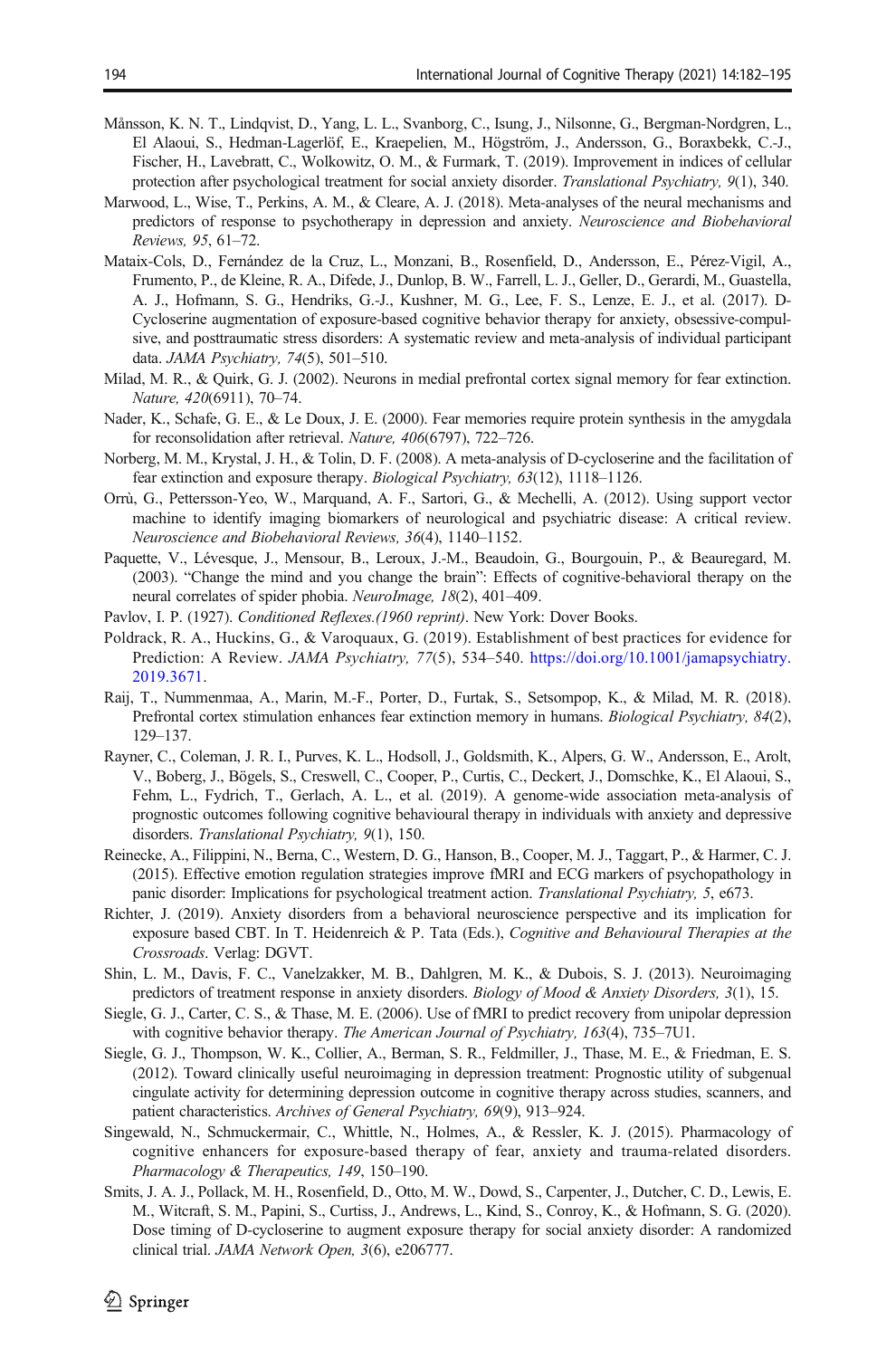Månsson, K. N. T., Lindqvist, D., Yang, L. L., Svanborg, C., Isung, J., Nilsonne, G., Bergman-Nordgren, L., El Alaoui, S., Hedman-Lagerlöf, E., Kraepelien, M., Högström, J., Andersson, G., Boraxbekk, C.-J., Fischer, H., Lavebratt, C., Wolkowitz, O. M., & Furmark, T. (2019). Improvement in indices of cellular protection after psychological treatment for social anxiety disorder. *Translational Psychiatry, 9*(1), 340.

Marwood, L., Wise, T., Perkins, A. M., & Cleare, A. J. (2018). Meta-analyses of the neural mechanisms and predictors of response to psychotherapy in depression and anxiety. *Neuroscience and Biobehavioral Reviews, 95*, 61–72.

Mataix-Cols, D., Fernández de la Cruz, L., Monzani, B., Rosenfield, D., Andersson, E., Pérez-Vigil, A., Frumento, P., de Kleine, R. A., Difede, J., Dunlop, B. W., Farrell, L. J., Geller, D., Gerardi, M., Guastella, A. J., Hofmann, S. G., Hendriks, G.-J., Kushner, M. G., Lee, F. S., Lenze, E. J., et al. (2017). D-Cycloserine augmentation of exposure-based cognitive behavior therapy for anxiety, obsessive-compulsive, and posttraumatic stress disorders: A systematic review and meta-analysis of individual participant data. *JAMA Psychiatry, 74*(5), 501–510.

Milad, M. R., & Quirk, G. J. (2002). Neurons in medial prefrontal cortex signal memory for fear extinction. *Nature, 420*(6911), 70–74.

Nader, K., Schafe, G. E., & Le Doux, J. E. (2000). Fear memories require protein synthesis in the amygdala for reconsolidation after retrieval. *Nature, 406*(6797), 722–726.

Norberg, M. M., Krystal, J. H., & Tolin, D. F. (2008). A meta-analysis of D-cycloserine and the facilitation of fear extinction and exposure therapy. *Biological Psychiatry, 63*(12), 1118–1126.

Orrù, G., Pettersson-Yeo, W., Marquand, A. F., Sartori, G., & Mechelli, A. (2012). Using support vector machine to identify imaging biomarkers of neurological and psychiatric disease: A critical review. *Neuroscience and Biobehavioral Reviews, 36*(4), 1140–1152.

Paquette, V., Lévesque, J., Mensour, B., Leroux, J.-M., Beaudoin, G., Bourgouin, P., & Beauregard, M. (2003). "Change the mind and you change the brain": Effects of cognitive-behavioral therapy on the neural correlates of spider phobia. *NeuroImage, 18*(2), 401–409.

Pavlov, I. P. (1927). *Conditioned Reflexes.(1960 reprint)*. New York: Dover Books.

Poldrack, R. A., Huckins, G., & Varoquaux, G. (2019). Establishment of best practices for evidence for Prediction: A Review. *JAMA Psychiatry, 77*(5), 534–540. https://doi.org/10.1001/jamapsychiatry.2019.3671.

Raij, T., Nummenmaa, A., Marin, M.-F., Porter, D., Furtak, S., Setsompop, K., & Milad, M. R. (2018). Prefrontal cortex stimulation enhances fear extinction memory in humans. *Biological Psychiatry, 84*(2), 129–137.

Rayner, C., Coleman, J. R. I., Purves, K. L., Hodsoll, J., Goldsmith, K., Alpers, G. W., Andersson, E., Arolt, V., Boberg, J., Bögels, S., Creswell, C., Cooper, P., Curtis, C., Deckert, J., Domschke, K., El Alaoui, S., Fehm, L., Fydrich, T., Gerlach, A. L., et al. (2019). A genome-wide association meta-analysis of prognostic outcomes following cognitive behavioural therapy in individuals with anxiety and depressive disorders. *Translational Psychiatry, 9*(1), 150.

Reinecke, A., Filippini, N., Berna, C., Western, D. G., Hanson, B., Cooper, M. J., Taggart, P., & Harmer, C. J. (2015). Effective emotion regulation strategies improve fMRI and ECG markers of psychopathology in panic disorder: Implications for psychological treatment action. *Translational Psychiatry, 5*, e673.

Richter, J. (2019). Anxiety disorders from a behavioral neuroscience perspective and its implication for exposure based CBT. In T. Heidenreich & P. Tata (Eds.), *Cognitive and Behavioural Therapies at the Crossroads*. Verlag: DGVT.

Shin, L. M., Davis, F. C., Vanelzakker, M. B., Dahlgren, M. K., & Dubois, S. J. (2013). Neuroimaging predictors of treatment response in anxiety disorders. *Biology of Mood & Anxiety Disorders, 3*(1), 15.

Siegle, G. J., Carter, C. S., & Thase, M. E. (2006). Use of fMRI to predict recovery from unipolar depression with cognitive behavior therapy. *The American Journal of Psychiatry, 163*(4), 735–7U1.

Siegle, G. J., Thompson, W. K., Collier, A., Berman, S. R., Feldmiller, J., Thase, M. E., & Friedman, E. S. (2012). Toward clinically useful neuroimaging in depression treatment: Prognostic utility of subgenual cingulate activity for determining depression outcome in cognitive therapy across studies, scanners, and patient characteristics. *Archives of General Psychiatry, 69*(9), 913–924.

Singewald, N., Schmuckermair, C., Whittle, N., Holmes, A., & Ressler, K. J. (2015). Pharmacology of cognitive enhancers for exposure-based therapy of fear, anxiety and trauma-related disorders. *Pharmacology & Therapeutics, 149*, 150–190.

Smits, J. A. J., Pollack, M. H., Rosenfield, D., Otto, M. W., Dowd, S., Carpenter, J., Dutcher, C. D., Lewis, E. M., Witcraft, S. M., Papini, S., Curtiss, J., Andrews, L., Kind, S., Conroy, K., & Hofmann, S. G. (2020). Dose timing of D-cycloserine to augment exposure therapy for social anxiety disorder: A randomized clinical trial. *JAMA Network Open, 3*(6), e206777.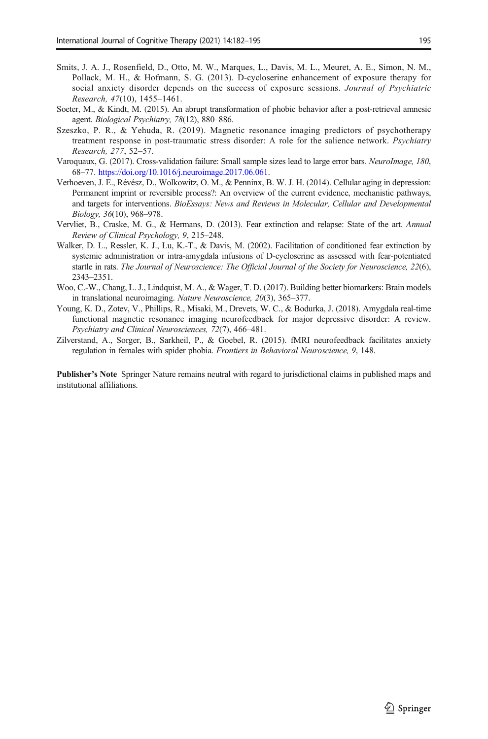Smits, J. A. J., Rosenfield, D., Otto, M. W., Marques, L., Davis, M. L., Meuret, A. E., Simon, N. M., Pollack, M. H., & Hofmann, S. G. (2013). D-cycloserine enhancement of exposure therapy for social anxiety disorder depends on the success of exposure sessions. *Journal of Psychiatric Research, 47*(10), 1455–1461.

Soeter, M., & Kindt, M. (2015). An abrupt transformation of phobic behavior after a post-retrieval amnesic agent. *Biological Psychiatry, 78*(12), 880–886.

Szeszko, P. R., & Yehuda, R. (2019). Magnetic resonance imaging predictors of psychotherapy treatment response in post-traumatic stress disorder: A role for the salience network. *Psychiatry Research, 277*, 52–57.

Varoquaux, G. (2017). Cross-validation failure: Small sample sizes lead to large error bars. *NeuroImage, 180*, 68–77. https://doi.org/10.1016/j.neuroimage.2017.06.061.

Verhoeven, J. E., Révész, D., Wolkowitz, O. M., & Penninx, B. W. J. H. (2014). Cellular aging in depression: Permanent imprint or reversible process?: An overview of the current evidence, mechanistic pathways, and targets for interventions. *BioEssays: News and Reviews in Molecular, Cellular and Developmental Biology, 36*(10), 968–978.

Vervliet, B., Craske, M. G., & Hermans, D. (2013). Fear extinction and relapse: State of the art. *Annual Review of Clinical Psychology, 9*, 215–248.

Walker, D. L., Ressler, K. J., Lu, K.-T., & Davis, M. (2002). Facilitation of conditioned fear extinction by systemic administration or intra-amygdala infusions of D-cycloserine as assessed with fear-potentiated startle in rats. *The Journal of Neuroscience: The Official Journal of the Society for Neuroscience, 22*(6), 2343–2351.

Woo, C.-W., Chang, L. J., Lindquist, M. A., & Wager, T. D. (2017). Building better biomarkers: Brain models in translational neuroimaging. *Nature Neuroscience, 20*(3), 365–377.

Young, K. D., Zotev, V., Phillips, R., Misaki, M., Drevets, W. C., & Bodurka, J. (2018). Amygdala real-time functional magnetic resonance imaging neurofeedback for major depressive disorder: A review. *Psychiatry and Clinical Neurosciences, 72*(7), 466–481.

Zilverstand, A., Sorger, B., Sarkheil, P., & Goebel, R. (2015). fMRI neurofeedback facilitates anxiety regulation in females with spider phobia. *Frontiers in Behavioral Neuroscience, 9*, 148.

**Publisher's Note** Springer Nature remains neutral with regard to jurisdictional claims in published maps and institutional affiliations.